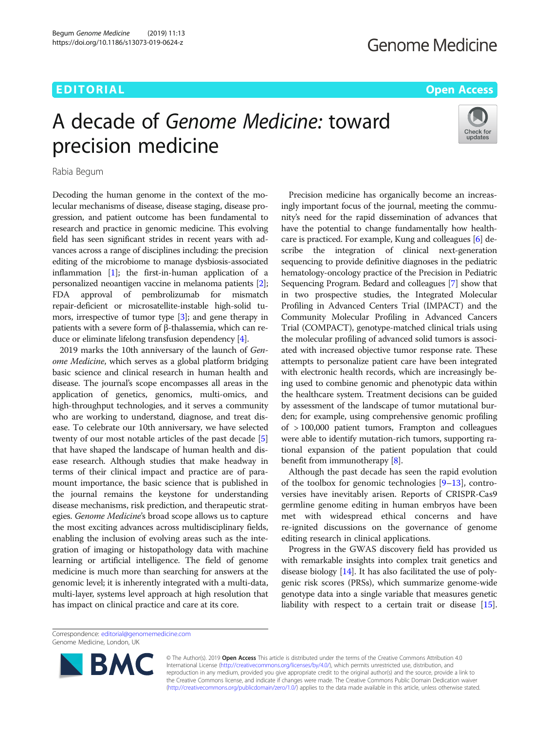EDITORIAL

# A decade of *Genome Medicine:* toward precision medicine

Rabia Begum

Decoding the human genome in the context of the molecular mechanisms of disease, disease staging, disease progression, and patient outcome has been fundamental to research and practice in genomic medicine. This evolving field has seen significant strides in recent years with advances across a range of disciplines including: the precision editing of the microbiome to manage dysbiosis-associated inflammation [1]; the first-in-human application of a personalized neoantigen vaccine in melanoma patients [2]; FDA approval of pembrolizumab for mismatch repair-deficient or microsatellite-instable high-solid tumors, irrespective of tumor type [3]; and gene therapy in patients with a severe form of β-thalassemia, which can reduce or eliminate lifelong transfusion dependency [4].

2019 marks the 10th anniversary of the launch of *Genome Medicine*, which serves as a global platform bridging basic science and clinical research in human health and disease. The journal's scope encompasses all areas in the application of genetics, genomics, multi-omics, and high-throughput technologies, and it serves a community who are working to understand, diagnose, and treat disease. To celebrate our 10th anniversary, we have selected twenty of our most notable articles of the past decade [5] that have shaped the landscape of human health and disease research. Although studies that make headway in terms of their clinical impact and practice are of paramount importance, the basic science that is published in the journal remains the keystone for understanding disease mechanisms, risk prediction, and therapeutic strategies. *Genome Medicine*'s broad scope allows us to capture the most exciting advances across multidisciplinary fields, enabling the inclusion of evolving areas such as the integration of imaging or histopathology data with machine learning or artificial intelligence. The field of genome medicine is much more than searching for answers at the genomic level; it is inherently integrated with a multi-data, multi-layer, systems level approach at high resolution that has impact on clinical practice and care at its core.

Precision medicine has organically become an increasingly important focus of the journal, meeting the community's need for the rapid dissemination of advances that have the potential to change fundamentally how healthcare is practiced. For example, Kung and colleagues [6] describe the integration of clinical next-generation sequencing to provide definitive diagnoses in the pediatric hematology-oncology practice of the Precision in Pediatric Sequencing Program. Bedard and colleagues [7] show that in two prospective studies, the Integrated Molecular Profiling in Advanced Centers Trial (IMPACT) and the Community Molecular Profiling in Advanced Cancers Trial (COMPACT), genotype-matched clinical trials using the molecular profiling of advanced solid tumors is associated with increased objective tumor response rate. These attempts to personalize patient care have been integrated with electronic health records, which are increasingly being used to combine genomic and phenotypic data within the healthcare system. Treatment decisions can be guided by assessment of the landscape of tumor mutational burden; for example, using comprehensive genomic profiling of > 100,000 patient tumors, Frampton and colleagues were able to identify mutation-rich tumors, supporting rational expansion of the patient population that could benefit from immunotherapy [8].

Although the past decade has seen the rapid evolution of the toolbox for genomic technologies [9–13], controversies have inevitably arisen. Reports of CRISPR-Cas9 germline genome editing in human embryos have been met with widespread ethical concerns and have re-ignited discussions on the governance of genome editing research in clinical applications.

Progress in the GWAS discovery field has provided us with remarkable insights into complex trait genetics and disease biology [14]. It has also facilitated the use of polygenic risk scores (PRSs), which summarize genome-wide genotype data into a single variable that measures genetic liability with respect to a certain trait or disease [15].

Correspondence: editorial@genomemedicine.com
Genome Medicine, London, UK

© The Author(s). 2019 **Open Access** This article is distributed under the terms of the Creative Commons Attribution 4.0 International License (http://creativecommons.org/licenses/by/4.0/), which permits unrestricted use, distribution, and reproduction in any medium, provided you give appropriate credit to the original author(s) and the source, provide a link to the Creative Commons license, and indicate if changes were made. The Creative Commons Public Domain Dedication waiver (http://creativecommons.org/publicdomain/zero/1.0/) applies to the data made available in this article, unless otherwise stated.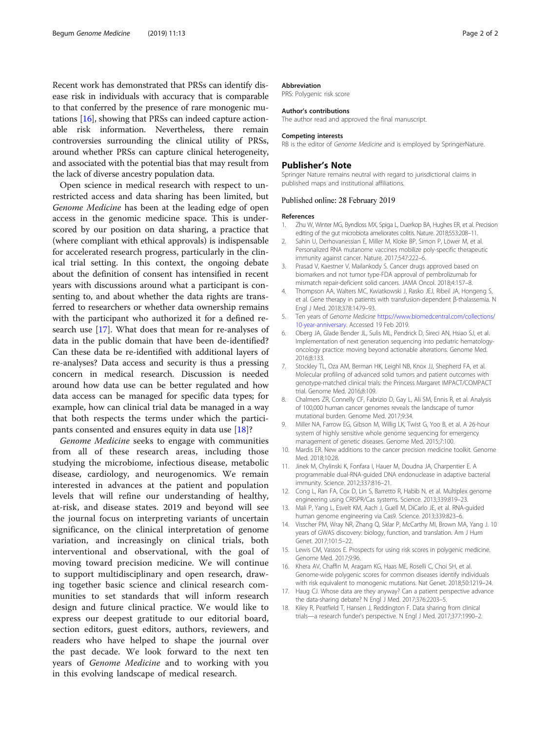Recent work has demonstrated that PRSs can identify disease risk in individuals with accuracy that is comparable to that conferred by the presence of rare monogenic mutations [16], showing that PRSs can indeed capture actionable risk information. Nevertheless, there remain controversies surrounding the clinical utility of PRSs, around whether PRSs can capture clinical heterogeneity, and associated with the potential bias that may result from the lack of diverse ancestry population data.

Open science in medical research with respect to unrestricted access and data sharing has been limited, but *Genome Medicine* has been at the leading edge of open access in the genomic medicine space. This is underscored by our position on data sharing, a practice that (where compliant with ethical approvals) is indispensable for accelerated research progress, particularly in the clinical trial setting. In this context, the ongoing debate about the definition of consent has intensified in recent years with discussions around what a participant is consenting to, and about whether the data rights are transferred to researchers or whether data ownership remains with the participant who authorized it for a defined research use [17]. What does that mean for re-analyses of data in the public domain that have been de-identified? Can these data be re-identified with additional layers of re-analyses? Data access and security is thus a pressing concern in medical research. Discussion is needed around how data use can be better regulated and how data access can be managed for specific data types; for example, how can clinical trial data be managed in a way that both respects the terms under which the participants consented and ensures equity in data use [18]?

*Genome Medicine* seeks to engage with communities from all of these research areas, including those studying the microbiome, infectious disease, metabolic disease, cardiology, and neurogenomics. We remain interested in advances at the patient and population levels that will refine our understanding of healthy, at-risk, and disease states. 2019 and beyond will see the journal focus on interpreting variants of uncertain significance, on the clinical interpretation of genome variation, and increasingly on clinical trials, both interventional and observational, with the goal of moving toward precision medicine. We will continue to support multidisciplinary and open research, drawing together basic science and clinical research communities to set standards that will inform research design and future clinical practice. We would like to express our deepest gratitude to our editorial board, section editors, guest editors, authors, reviewers, and readers who have helped to shape the journal over the past decade. We look forward to the next ten years of *Genome Medicine* and to working with you in this evolving landscape of medical research.

#### Abbreviation
PRS: Polygenic risk score

#### Author's contributions
The author read and approved the final manuscript.

#### Competing interests
RB is the editor of *Genome Medicine* and is employed by SpringerNature.

## Publisher's Note
Springer Nature remains neutral with regard to jurisdictional claims in published maps and institutional affiliations.

Published online: 28 February 2019

#### References
1. Zhu W, Winter MG, Byndloss MX, Spiga L, Duerkop BA, Hughes ER, et al. Precision editing of the gut microbiota ameliorates colitis. Nature. 2018;553:208–11.
2. Sahin U, Derhovanessian E, Miller M, Kloke BP, Simon P, Löwer M, et al. Personalized RNA mutanome vaccines mobilize poly-specific therapeutic immunity against cancer. Nature. 2017;547:222–6.
3. Prasad V, Kaestner V, Mailankody S. Cancer drugs approved based on biomarkers and not tumor type-FDA approval of pembrolizumab for mismatch repair-deficient solid cancers. JAMA Oncol. 2018;4:157–8.
4. Thompson AA, Walters MC, Kwiatkowski J, Rasko JEJ, Ribeil JA, Hongeng S, et al. Gene therapy in patients with transfusion-dependent β-thalassemia. N Engl J Med. 2018;378:1479–93.
5. Ten years of *Genome Medicine* https://www.biomedcentral.com/collections/10-year-anniversary. Accessed 19 Feb 2019.
6. Oberg JA, Glade Bender JL, Sulis ML, Pendrick D, Sireci AN, Hsiao SJ, et al. Implementation of next generation sequencing into pediatric hematology-oncology practice: moving beyond actionable alterations. Genome Med. 2016;8:133.
7. Stockley TL, Oza AM, Berman HK, Leighl NB, Knox JJ, Shepherd FA, et al. Molecular profiling of advanced solid tumors and patient outcomes with genotype-matched clinical trials: the Princess Margaret IMPACT/COMPACT trial. Genome Med. 2016;8:109.
8. Chalmers ZR, Connelly CF, Fabrizio D, Gay L, Ali SM, Ennis R, et al. Analysis of 100,000 human cancer genomes reveals the landscape of tumor mutational burden. Genome Med. 2017;9:34.
9. Miller NA, Farrow EG, Gibson M, Willig LK, Twist G, Yoo B, et al. A 26-hour system of highly sensitive whole genome sequencing for emergency management of genetic diseases. Genome Med. 2015;7:100.
10. Mardis ER. New additions to the cancer precision medicine toolkit. Genome Med. 2018;10:28.
11. Jinek M, Chylinski K, Fonfara I, Hauer M, Doudna JA, Charpentier E. A programmable dual-RNA-guided DNA endonuclease in adaptive bacterial immunity. Science. 2012;337:816–21.
12. Cong L, Ran FA, Cox D, Lin S, Barretto R, Habib N, et al. Multiplex genome engineering using CRISPR/Cas systems. Science. 2013;339:819–23.
13. Mali P, Yang L, Esvelt KM, Aach J, Guell M, DiCarlo JE, et al. RNA-guided human genome engineering via Cas9. Science. 2013;339:823–6.
14. Visscher PM, Wray NR, Zhang Q, Sklar P, McCarthy MI, Brown MA, Yang J. 10 years of GWAS discovery: biology, function, and translation. Am J Hum Genet. 2017;101:5–22.
15. Lewis CM, Vassos E. Prospects for using risk scores in polygenic medicine. Genome Med. 2017;9:96.
16. Khera AV, Chaffin M, Aragam KG, Haas ME, Roselli C, Choi SH, et al. Genome-wide polygenic scores for common diseases identify individuals with risk equivalent to monogenic mutations. Nat Genet. 2018;50:1219–24.
17. Haug CJ. Whose data are they anyway? Can a patient perspective advance the data-sharing debate? N Engl J Med. 2017;376:2203–5.
18. Kiley R, Peatfield T, Hansen J, Reddington F. Data sharing from clinical trials—a research funder's perspective. N Engl J Med. 2017;377:1990–2.